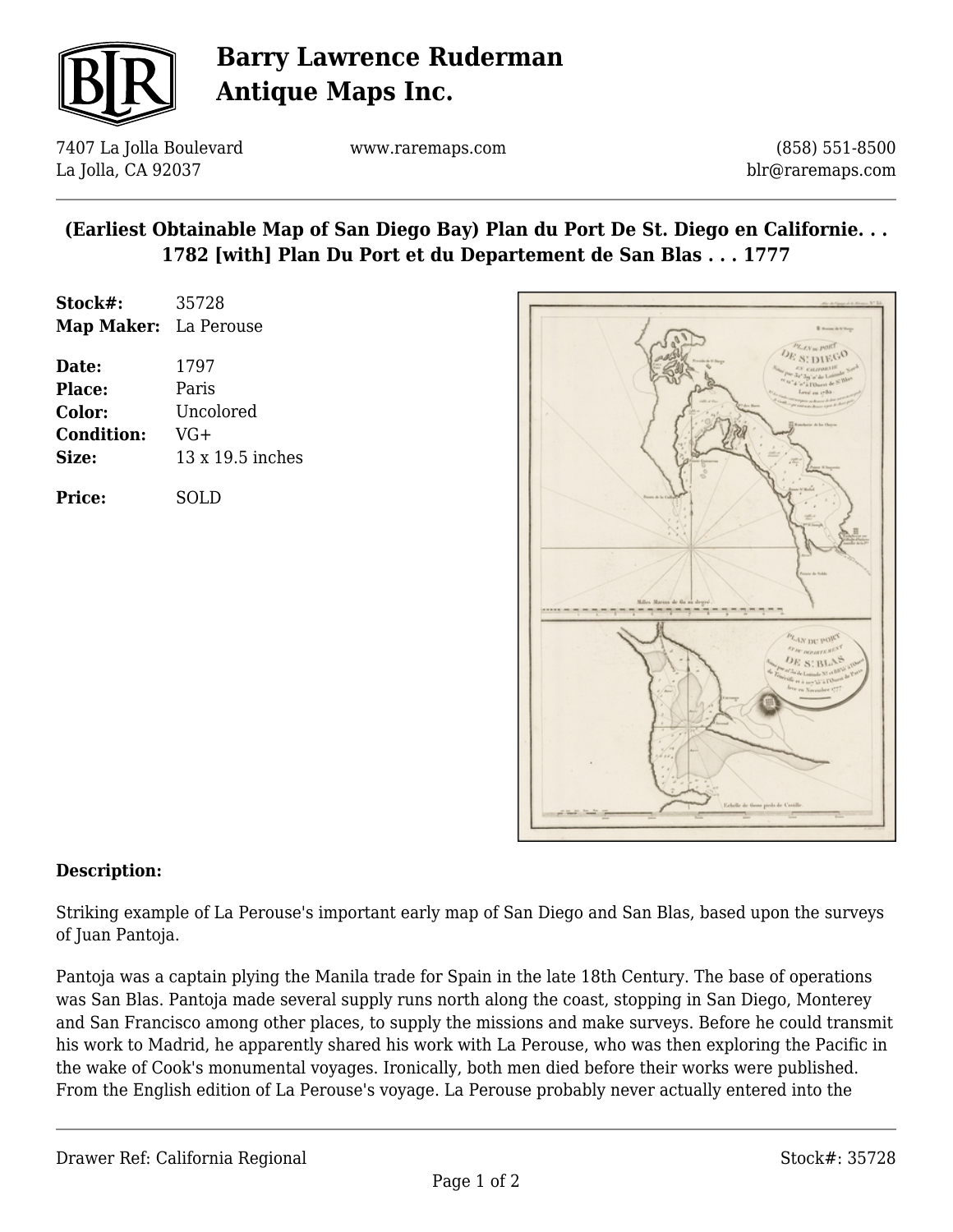# Barry Lawrence Ruderman Antique Maps Inc.

7407 La Jolla Boulevard
La Jolla, CA 92037

www.raremaps.com

(858) 551-8500
blr@raremaps.com

## (Earliest Obtainable Map of San Diego Bay) Plan du Port De St. Diego en Californie. . . 1782 [with] Plan Du Port et du Departement de San Blas . . . 1777

| | |
|---|---|
| **Stock#:** | 35728 |
| **Map Maker:** | La Perouse |
| **Date:** | 1797 |
| **Place:** | Paris |
| **Color:** | Uncolored |
| **Condition:** | VG+ |
| **Size:** | 13 x 19.5 inches |
| **Price:** | SOLD |

### Description:

Striking example of La Perouse's important early map of San Diego and San Blas, based upon the surveys of Juan Pantoja.

Pantoja was a captain plying the Manila trade for Spain in the late 18th Century. The base of operations was San Blas. Pantoja made several supply runs north along the coast, stopping in San Diego, Monterey and San Francisco among other places, to supply the missions and make surveys. Before he could transmit his work to Madrid, he apparently shared his work with La Perouse, who was then exploring the Pacific in the wake of Cook's monumental voyages. Ironically, both men died before their works were published. From the English edition of La Perouse's voyage. La Perouse probably never actually entered into the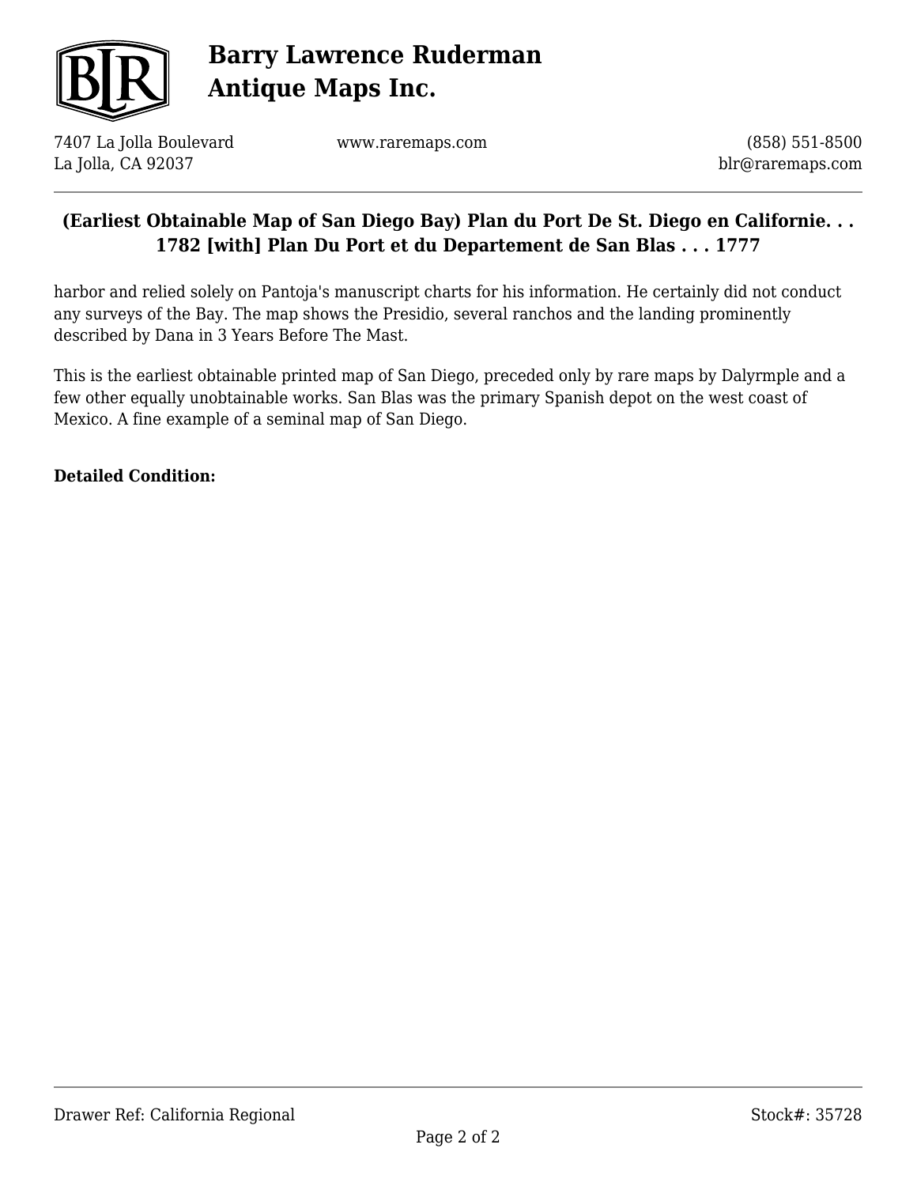## (Earliest Obtainable Map of San Diego Bay) Plan du Port De St. Diego en Californie. . . 1782 [with] Plan Du Port et du Departement de San Blas . . . 1777

harbor and relied solely on Pantoja's manuscript charts for his information. He certainly did not conduct any surveys of the Bay. The map shows the Presidio, several ranchos and the landing prominently described by Dana in 3 Years Before The Mast.

This is the earliest obtainable printed map of San Diego, preceded only by rare maps by Dalyrmple and a few other equally unobtainable works. San Blas was the primary Spanish depot on the west coast of Mexico. A fine example of a seminal map of San Diego.

**Detailed Condition:**

Drawer Ref: California Regional

Stock#: 35728